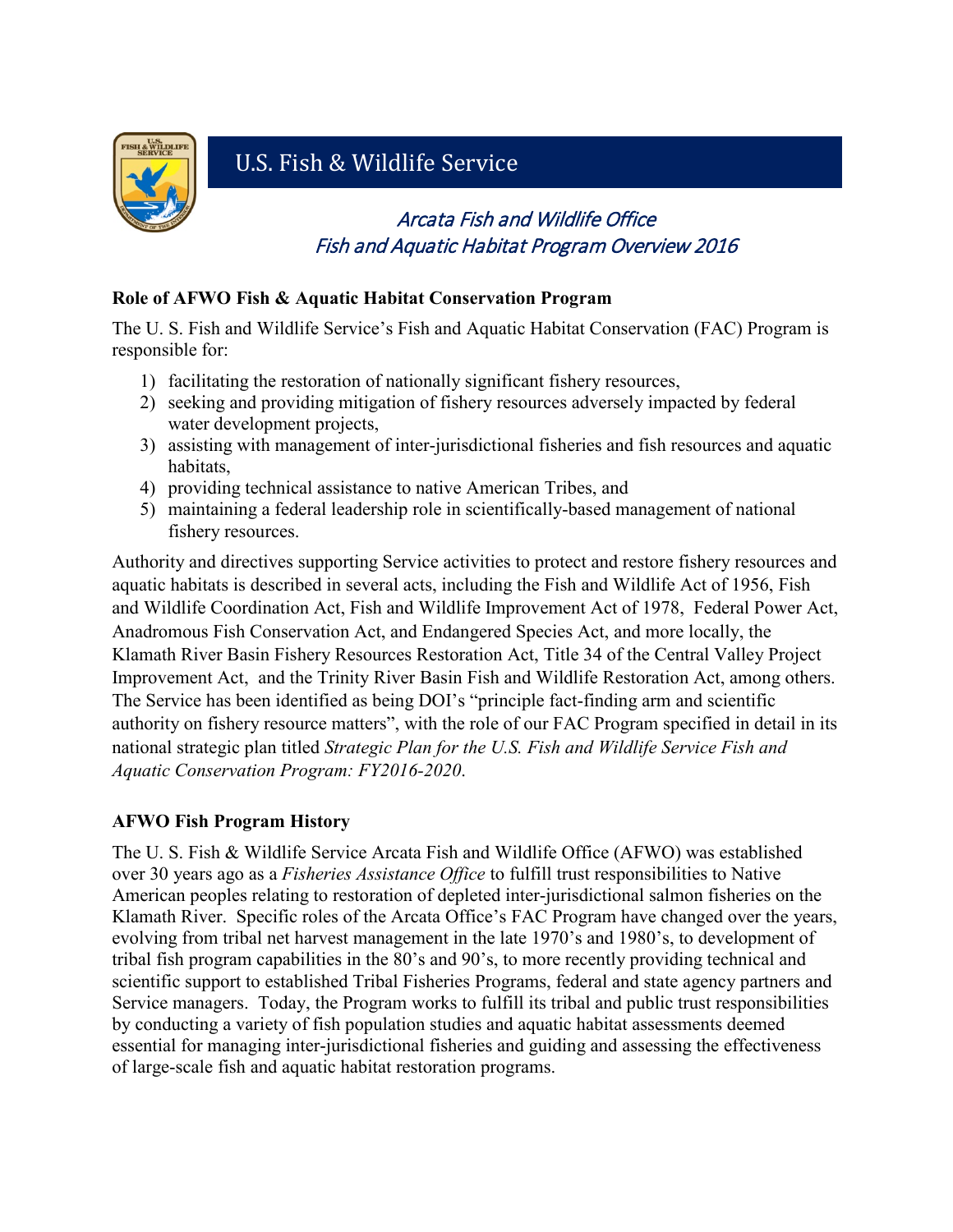U.S. Fish & Wildlife Service

# *Arcata Fish and Wildlife Office*
# *Fish and Aquatic Habitat Program Overview 2016*

**Role of AFWO Fish & Aquatic Habitat Conservation Program**

The U. S. Fish and Wildlife Service's Fish and Aquatic Habitat Conservation (FAC) Program is responsible for:

1) facilitating the restoration of nationally significant fishery resources,
2) seeking and providing mitigation of fishery resources adversely impacted by federal water development projects,
3) assisting with management of inter-jurisdictional fisheries and fish resources and aquatic habitats,
4) providing technical assistance to native American Tribes, and
5) maintaining a federal leadership role in scientifically-based management of national fishery resources.

Authority and directives supporting Service activities to protect and restore fishery resources and aquatic habitats is described in several acts, including the Fish and Wildlife Act of 1956, Fish and Wildlife Coordination Act, Fish and Wildlife Improvement Act of 1978, Federal Power Act, Anadromous Fish Conservation Act, and Endangered Species Act, and more locally, the Klamath River Basin Fishery Resources Restoration Act, Title 34 of the Central Valley Project Improvement Act, and the Trinity River Basin Fish and Wildlife Restoration Act, among others. The Service has been identified as being DOI's "principle fact-finding arm and scientific authority on fishery resource matters", with the role of our FAC Program specified in detail in its national strategic plan titled *Strategic Plan for the U.S. Fish and Wildlife Service Fish and Aquatic Conservation Program: FY2016-2020*.

**AFWO Fish Program History**

The U. S. Fish & Wildlife Service Arcata Fish and Wildlife Office (AFWO) was established over 30 years ago as a *Fisheries Assistance Office* to fulfill trust responsibilities to Native American peoples relating to restoration of depleted inter-jurisdictional salmon fisheries on the Klamath River. Specific roles of the Arcata Office's FAC Program have changed over the years, evolving from tribal net harvest management in the late 1970's and 1980's, to development of tribal fish program capabilities in the 80's and 90's, to more recently providing technical and scientific support to established Tribal Fisheries Programs, federal and state agency partners and Service managers. Today, the Program works to fulfill its tribal and public trust responsibilities by conducting a variety of fish population studies and aquatic habitat assessments deemed essential for managing inter-jurisdictional fisheries and guiding and assessing the effectiveness of large-scale fish and aquatic habitat restoration programs.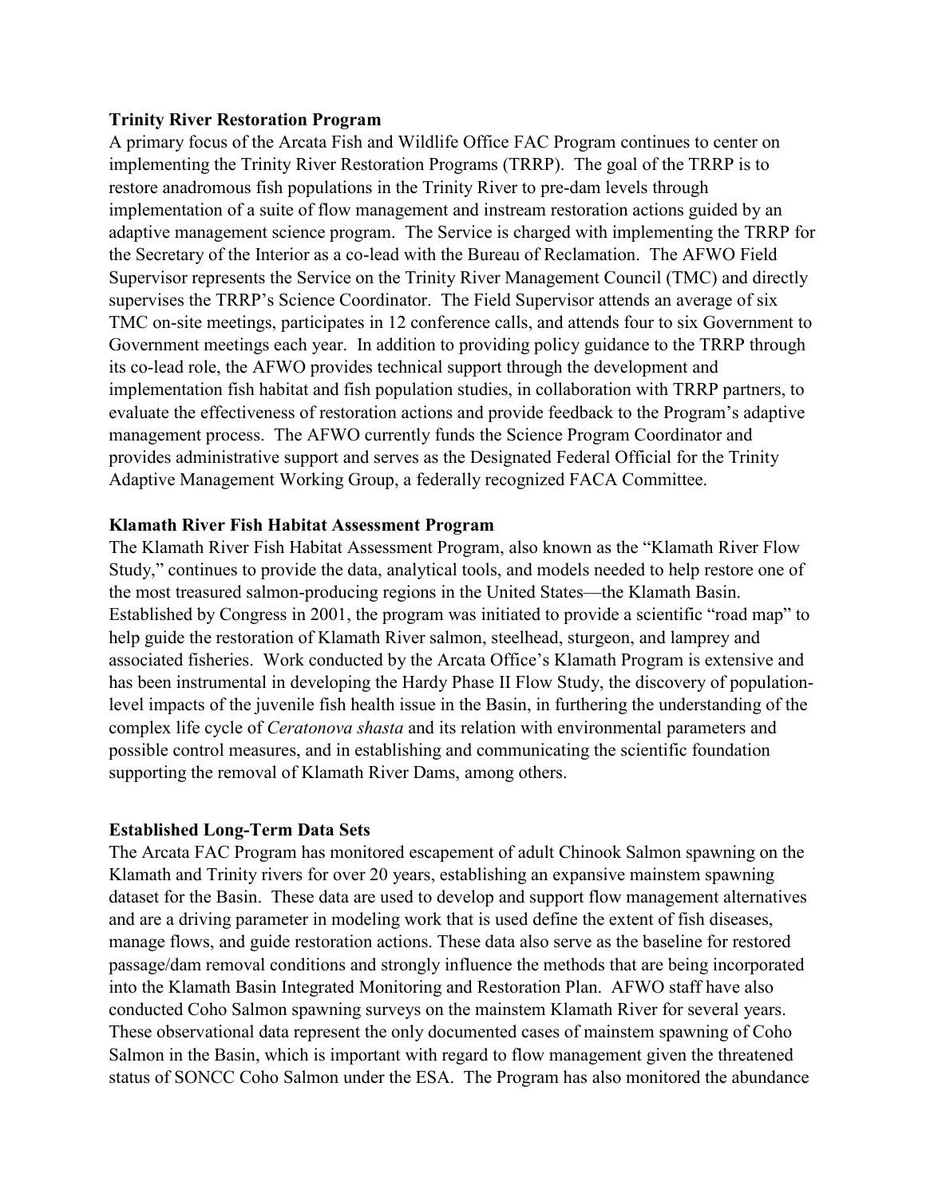**Trinity River Restoration Program**

A primary focus of the Arcata Fish and Wildlife Office FAC Program continues to center on implementing the Trinity River Restoration Programs (TRRP). The goal of the TRRP is to restore anadromous fish populations in the Trinity River to pre-dam levels through implementation of a suite of flow management and instream restoration actions guided by an adaptive management science program. The Service is charged with implementing the TRRP for the Secretary of the Interior as a co-lead with the Bureau of Reclamation. The AFWO Field Supervisor represents the Service on the Trinity River Management Council (TMC) and directly supervises the TRRP's Science Coordinator. The Field Supervisor attends an average of six TMC on-site meetings, participates in 12 conference calls, and attends four to six Government to Government meetings each year. In addition to providing policy guidance to the TRRP through its co-lead role, the AFWO provides technical support through the development and implementation fish habitat and fish population studies, in collaboration with TRRP partners, to evaluate the effectiveness of restoration actions and provide feedback to the Program's adaptive management process. The AFWO currently funds the Science Program Coordinator and provides administrative support and serves as the Designated Federal Official for the Trinity Adaptive Management Working Group, a federally recognized FACA Committee.

**Klamath River Fish Habitat Assessment Program**

The Klamath River Fish Habitat Assessment Program, also known as the "Klamath River Flow Study," continues to provide the data, analytical tools, and models needed to help restore one of the most treasured salmon-producing regions in the United States—the Klamath Basin. Established by Congress in 2001, the program was initiated to provide a scientific "road map" to help guide the restoration of Klamath River salmon, steelhead, sturgeon, and lamprey and associated fisheries. Work conducted by the Arcata Office's Klamath Program is extensive and has been instrumental in developing the Hardy Phase II Flow Study, the discovery of population-level impacts of the juvenile fish health issue in the Basin, in furthering the understanding of the complex life cycle of *Ceratonova shasta* and its relation with environmental parameters and possible control measures, and in establishing and communicating the scientific foundation supporting the removal of Klamath River Dams, among others.

**Established Long-Term Data Sets**

The Arcata FAC Program has monitored escapement of adult Chinook Salmon spawning on the Klamath and Trinity rivers for over 20 years, establishing an expansive mainstem spawning dataset for the Basin. These data are used to develop and support flow management alternatives and are a driving parameter in modeling work that is used define the extent of fish diseases, manage flows, and guide restoration actions. These data also serve as the baseline for restored passage/dam removal conditions and strongly influence the methods that are being incorporated into the Klamath Basin Integrated Monitoring and Restoration Plan. AFWO staff have also conducted Coho Salmon spawning surveys on the mainstem Klamath River for several years. These observational data represent the only documented cases of mainstem spawning of Coho Salmon in the Basin, which is important with regard to flow management given the threatened status of SONCC Coho Salmon under the ESA. The Program has also monitored the abundance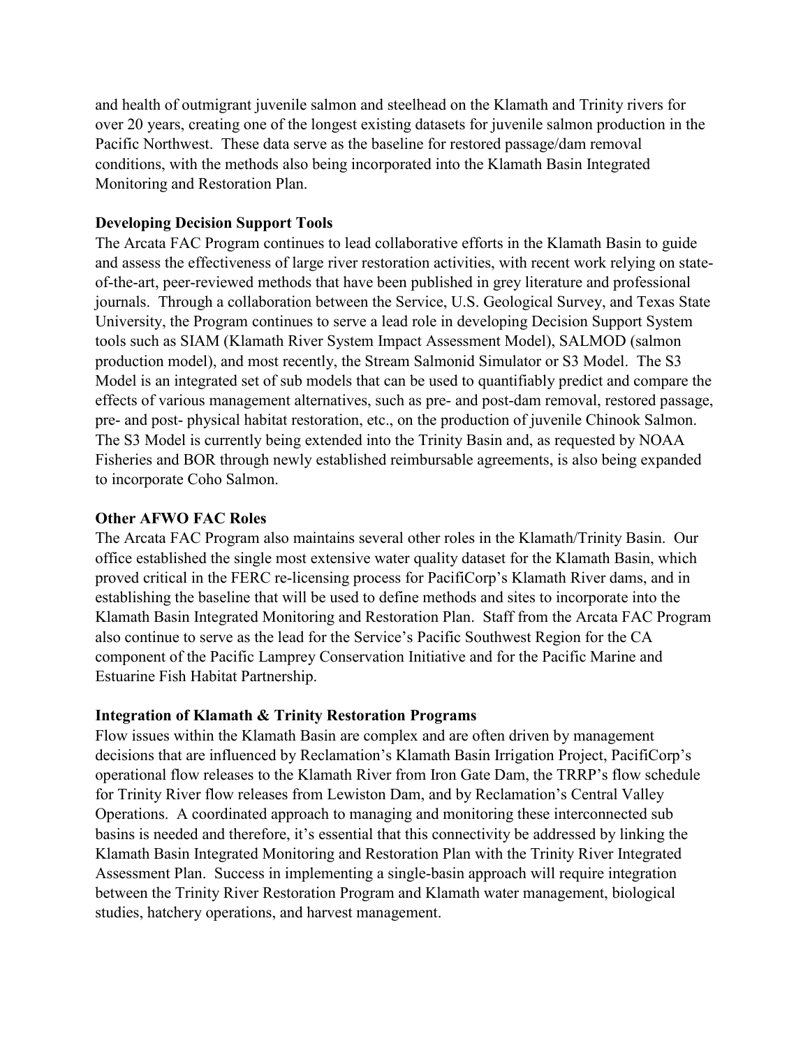and health of outmigrant juvenile salmon and steelhead on the Klamath and Trinity rivers for over 20 years, creating one of the longest existing datasets for juvenile salmon production in the Pacific Northwest. These data serve as the baseline for restored passage/dam removal conditions, with the methods also being incorporated into the Klamath Basin Integrated Monitoring and Restoration Plan.

**Developing Decision Support Tools**

The Arcata FAC Program continues to lead collaborative efforts in the Klamath Basin to guide and assess the effectiveness of large river restoration activities, with recent work relying on state-of-the-art, peer-reviewed methods that have been published in grey literature and professional journals. Through a collaboration between the Service, U.S. Geological Survey, and Texas State University, the Program continues to serve a lead role in developing Decision Support System tools such as SIAM (Klamath River System Impact Assessment Model), SALMOD (salmon production model), and most recently, the Stream Salmonid Simulator or S3 Model. The S3 Model is an integrated set of sub models that can be used to quantifiably predict and compare the effects of various management alternatives, such as pre- and post-dam removal, restored passage, pre- and post- physical habitat restoration, etc., on the production of juvenile Chinook Salmon. The S3 Model is currently being extended into the Trinity Basin and, as requested by NOAA Fisheries and BOR through newly established reimbursable agreements, is also being expanded to incorporate Coho Salmon.

**Other AFWO FAC Roles**

The Arcata FAC Program also maintains several other roles in the Klamath/Trinity Basin. Our office established the single most extensive water quality dataset for the Klamath Basin, which proved critical in the FERC re-licensing process for PacifiCorp's Klamath River dams, and in establishing the baseline that will be used to define methods and sites to incorporate into the Klamath Basin Integrated Monitoring and Restoration Plan. Staff from the Arcata FAC Program also continue to serve as the lead for the Service's Pacific Southwest Region for the CA component of the Pacific Lamprey Conservation Initiative and for the Pacific Marine and Estuarine Fish Habitat Partnership.

**Integration of Klamath & Trinity Restoration Programs**

Flow issues within the Klamath Basin are complex and are often driven by management decisions that are influenced by Reclamation's Klamath Basin Irrigation Project, PacifiCorp's operational flow releases to the Klamath River from Iron Gate Dam, the TRRP's flow schedule for Trinity River flow releases from Lewiston Dam, and by Reclamation's Central Valley Operations. A coordinated approach to managing and monitoring these interconnected sub basins is needed and therefore, it's essential that this connectivity be addressed by linking the Klamath Basin Integrated Monitoring and Restoration Plan with the Trinity River Integrated Assessment Plan. Success in implementing a single-basin approach will require integration between the Trinity River Restoration Program and Klamath water management, biological studies, hatchery operations, and harvest management.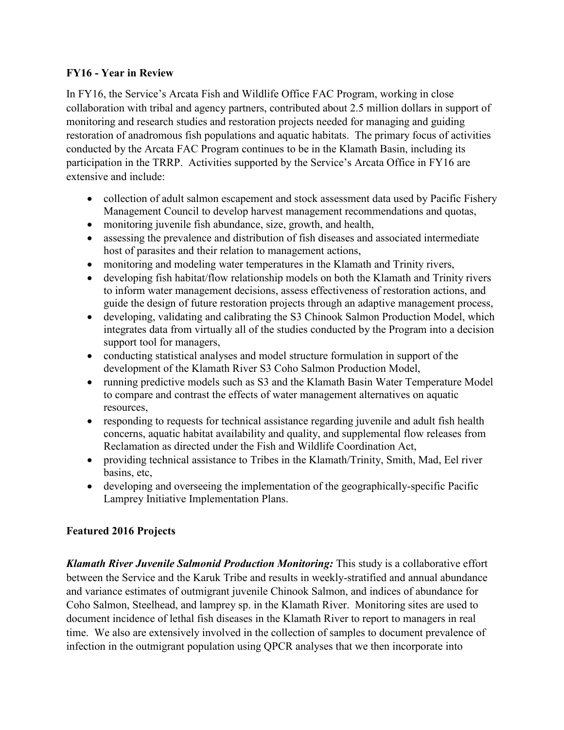**FY16 - Year in Review**

In FY16, the Service's Arcata Fish and Wildlife Office FAC Program, working in close collaboration with tribal and agency partners, contributed about 2.5 million dollars in support of monitoring and research studies and restoration projects needed for managing and guiding restoration of anadromous fish populations and aquatic habitats. The primary focus of activities conducted by the Arcata FAC Program continues to be in the Klamath Basin, including its participation in the TRRP. Activities supported by the Service's Arcata Office in FY16 are extensive and include:

- collection of adult salmon escapement and stock assessment data used by Pacific Fishery Management Council to develop harvest management recommendations and quotas,
- monitoring juvenile fish abundance, size, growth, and health,
- assessing the prevalence and distribution of fish diseases and associated intermediate host of parasites and their relation to management actions,
- monitoring and modeling water temperatures in the Klamath and Trinity rivers,
- developing fish habitat/flow relationship models on both the Klamath and Trinity rivers to inform water management decisions, assess effectiveness of restoration actions, and guide the design of future restoration projects through an adaptive management process,
- developing, validating and calibrating the S3 Chinook Salmon Production Model, which integrates data from virtually all of the studies conducted by the Program into a decision support tool for managers,
- conducting statistical analyses and model structure formulation in support of the development of the Klamath River S3 Coho Salmon Production Model,
- running predictive models such as S3 and the Klamath Basin Water Temperature Model to compare and contrast the effects of water management alternatives on aquatic resources,
- responding to requests for technical assistance regarding juvenile and adult fish health concerns, aquatic habitat availability and quality, and supplemental flow releases from Reclamation as directed under the Fish and Wildlife Coordination Act,
- providing technical assistance to Tribes in the Klamath/Trinity, Smith, Mad, Eel river basins, etc,
- developing and overseeing the implementation of the geographically-specific Pacific Lamprey Initiative Implementation Plans.

**Featured 2016 Projects**

***Klamath River Juvenile Salmonid Production Monitoring:*** This study is a collaborative effort between the Service and the Karuk Tribe and results in weekly-stratified and annual abundance and variance estimates of outmigrant juvenile Chinook Salmon, and indices of abundance for Coho Salmon, Steelhead, and lamprey sp. in the Klamath River. Monitoring sites are used to document incidence of lethal fish diseases in the Klamath River to report to managers in real time. We also are extensively involved in the collection of samples to document prevalence of infection in the outmigrant population using QPCR analyses that we then incorporate into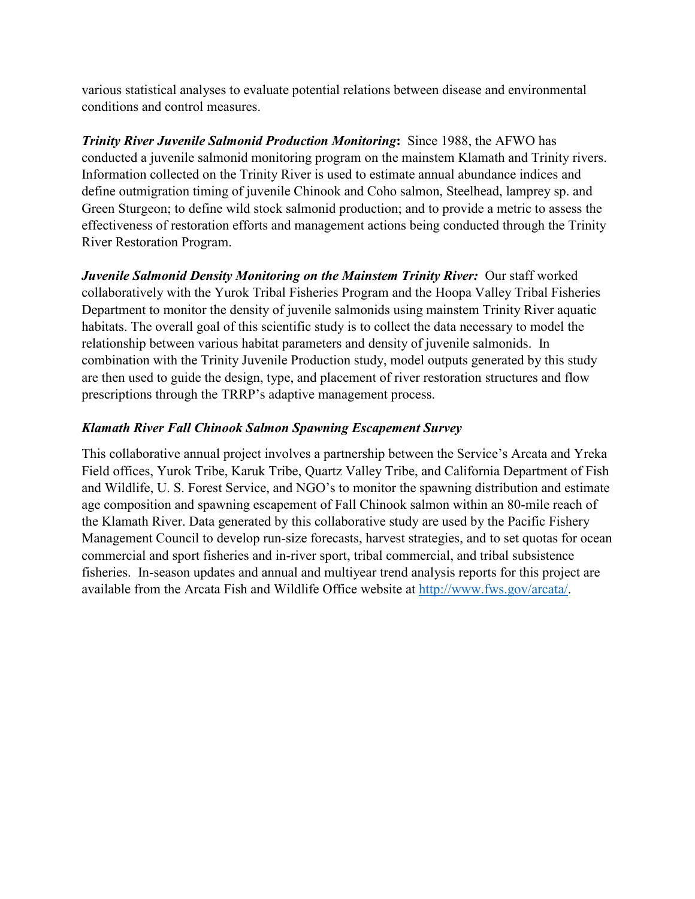various statistical analyses to evaluate potential relations between disease and environmental conditions and control measures.

***Trinity River Juvenile Salmonid Production Monitoring*:** Since 1988, the AFWO has conducted a juvenile salmonid monitoring program on the mainstem Klamath and Trinity rivers. Information collected on the Trinity River is used to estimate annual abundance indices and define outmigration timing of juvenile Chinook and Coho salmon, Steelhead, lamprey sp. and Green Sturgeon; to define wild stock salmonid production; and to provide a metric to assess the effectiveness of restoration efforts and management actions being conducted through the Trinity River Restoration Program.

***Juvenile Salmonid Density Monitoring on the Mainstem Trinity River:*** Our staff worked collaboratively with the Yurok Tribal Fisheries Program and the Hoopa Valley Tribal Fisheries Department to monitor the density of juvenile salmonids using mainstem Trinity River aquatic habitats. The overall goal of this scientific study is to collect the data necessary to model the relationship between various habitat parameters and density of juvenile salmonids. In combination with the Trinity Juvenile Production study, model outputs generated by this study are then used to guide the design, type, and placement of river restoration structures and flow prescriptions through the TRRP's adaptive management process.

***Klamath River Fall Chinook Salmon Spawning Escapement Survey***

This collaborative annual project involves a partnership between the Service's Arcata and Yreka Field offices, Yurok Tribe, Karuk Tribe, Quartz Valley Tribe, and California Department of Fish and Wildlife, U. S. Forest Service, and NGO's to monitor the spawning distribution and estimate age composition and spawning escapement of Fall Chinook salmon within an 80-mile reach of the Klamath River. Data generated by this collaborative study are used by the Pacific Fishery Management Council to develop run-size forecasts, harvest strategies, and to set quotas for ocean commercial and sport fisheries and in-river sport, tribal commercial, and tribal subsistence fisheries. In-season updates and annual and multiyear trend analysis reports for this project are available from the Arcata Fish and Wildlife Office website at [http://www.fws.gov/arcata/](http://www.fws.gov/arcata/).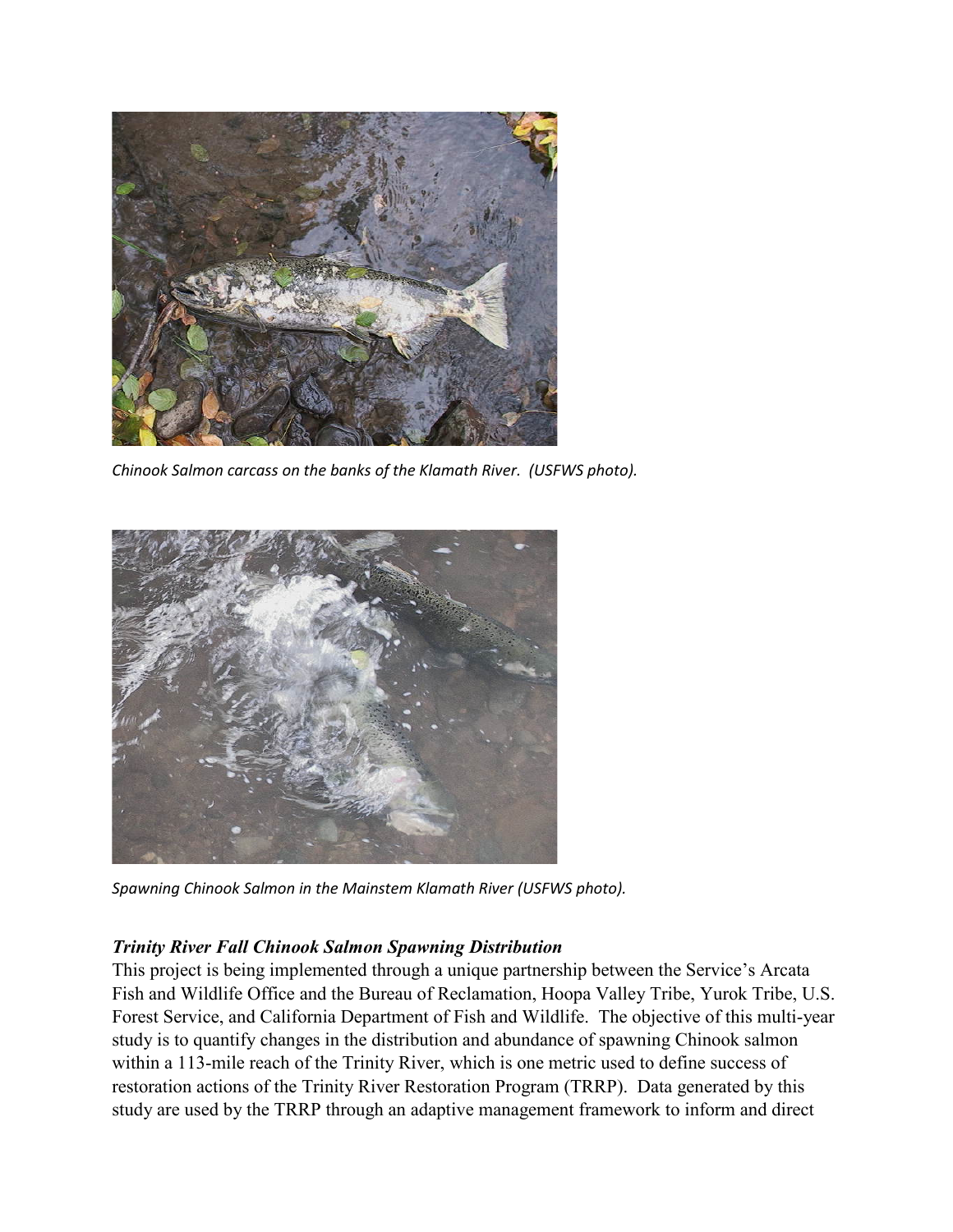*Chinook Salmon carcass on the banks of the Klamath River. (USFWS photo).*

*Spawning Chinook Salmon in the Mainstem Klamath River (USFWS photo).*

### *Trinity River Fall Chinook Salmon Spawning Distribution*

This project is being implemented through a unique partnership between the Service's Arcata Fish and Wildlife Office and the Bureau of Reclamation, Hoopa Valley Tribe, Yurok Tribe, U.S. Forest Service, and California Department of Fish and Wildlife. The objective of this multi-year study is to quantify changes in the distribution and abundance of spawning Chinook salmon within a 113-mile reach of the Trinity River, which is one metric used to define success of restoration actions of the Trinity River Restoration Program (TRRP). Data generated by this study are used by the TRRP through an adaptive management framework to inform and direct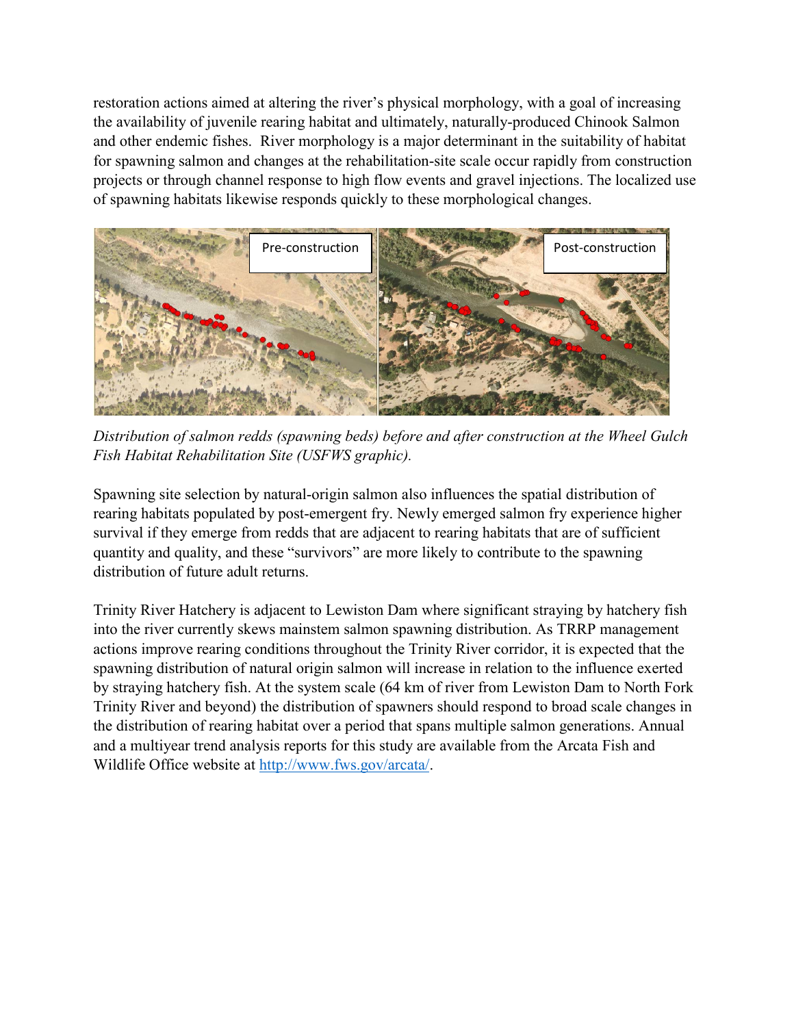restoration actions aimed at altering the river's physical morphology, with a goal of increasing the availability of juvenile rearing habitat and ultimately, naturally-produced Chinook Salmon and other endemic fishes. River morphology is a major determinant in the suitability of habitat for spawning salmon and changes at the rehabilitation-site scale occur rapidly from construction projects or through channel response to high flow events and gravel injections. The localized use of spawning habitats likewise responds quickly to these morphological changes.

*Distribution of salmon redds (spawning beds) before and after construction at the Wheel Gulch Fish Habitat Rehabilitation Site (USFWS graphic).*

Spawning site selection by natural-origin salmon also influences the spatial distribution of rearing habitats populated by post-emergent fry. Newly emerged salmon fry experience higher survival if they emerge from redds that are adjacent to rearing habitats that are of sufficient quantity and quality, and these "survivors" are more likely to contribute to the spawning distribution of future adult returns.

Trinity River Hatchery is adjacent to Lewiston Dam where significant straying by hatchery fish into the river currently skews mainstem salmon spawning distribution. As TRRP management actions improve rearing conditions throughout the Trinity River corridor, it is expected that the spawning distribution of natural origin salmon will increase in relation to the influence exerted by straying hatchery fish. At the system scale (64 km of river from Lewiston Dam to North Fork Trinity River and beyond) the distribution of spawners should respond to broad scale changes in the distribution of rearing habitat over a period that spans multiple salmon generations. Annual and a multiyear trend analysis reports for this study are available from the Arcata Fish and Wildlife Office website at http://www.fws.gov/arcata/.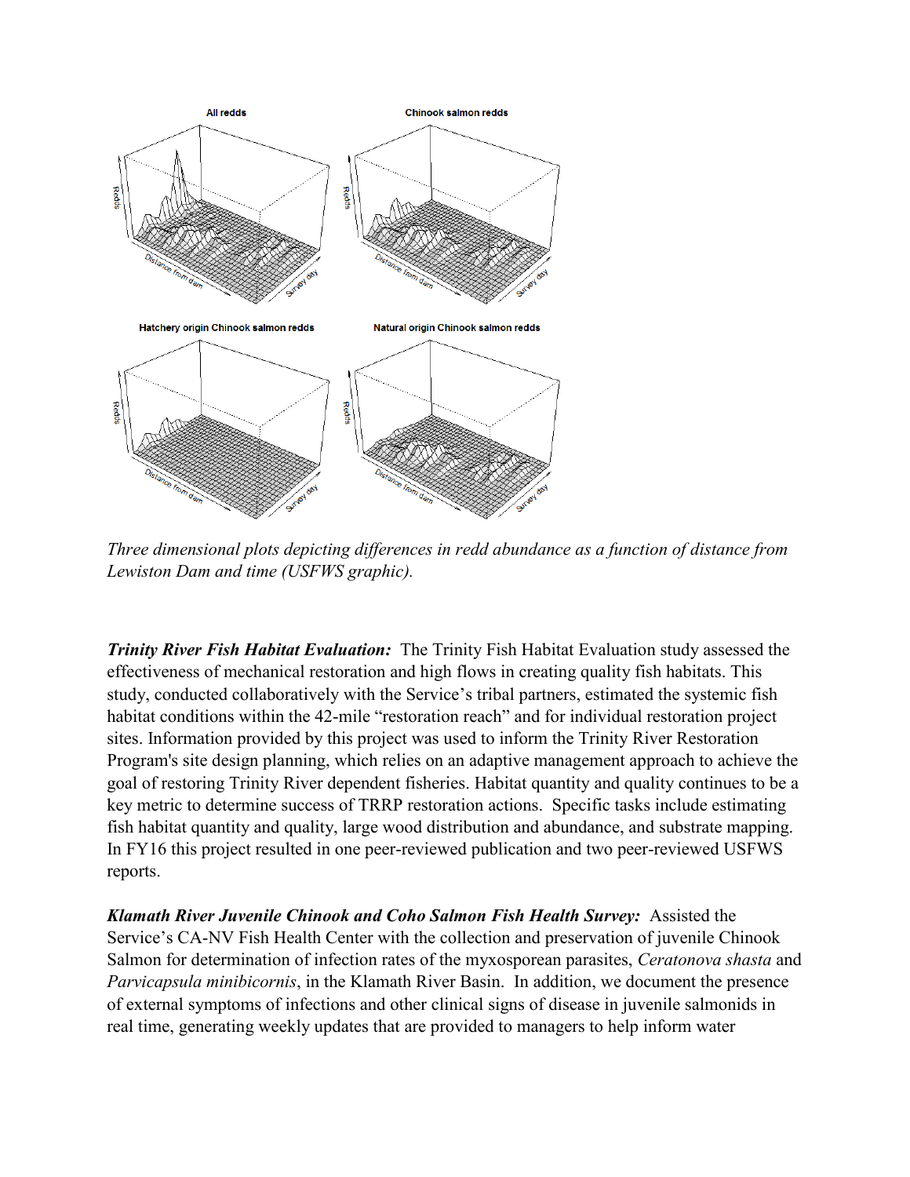*Three dimensional plots depicting differences in redd abundance as a function of distance from Lewiston Dam and time (USFWS graphic).*

***Trinity River Fish Habitat Evaluation:*** The Trinity Fish Habitat Evaluation study assessed the effectiveness of mechanical restoration and high flows in creating quality fish habitats. This study, conducted collaboratively with the Service's tribal partners, estimated the systemic fish habitat conditions within the 42-mile "restoration reach" and for individual restoration project sites. Information provided by this project was used to inform the Trinity River Restoration Program's site design planning, which relies on an adaptive management approach to achieve the goal of restoring Trinity River dependent fisheries. Habitat quantity and quality continues to be a key metric to determine success of TRRP restoration actions. Specific tasks include estimating fish habitat quantity and quality, large wood distribution and abundance, and substrate mapping. In FY16 this project resulted in one peer-reviewed publication and two peer-reviewed USFWS reports.

***Klamath River Juvenile Chinook and Coho Salmon Fish Health Survey:*** Assisted the Service's CA-NV Fish Health Center with the collection and preservation of juvenile Chinook Salmon for determination of infection rates of the myxosporean parasites, *Ceratonova shasta* and *Parvicapsula minibicornis*, in the Klamath River Basin. In addition, we document the presence of external symptoms of infections and other clinical signs of disease in juvenile salmonids in real time, generating weekly updates that are provided to managers to help inform water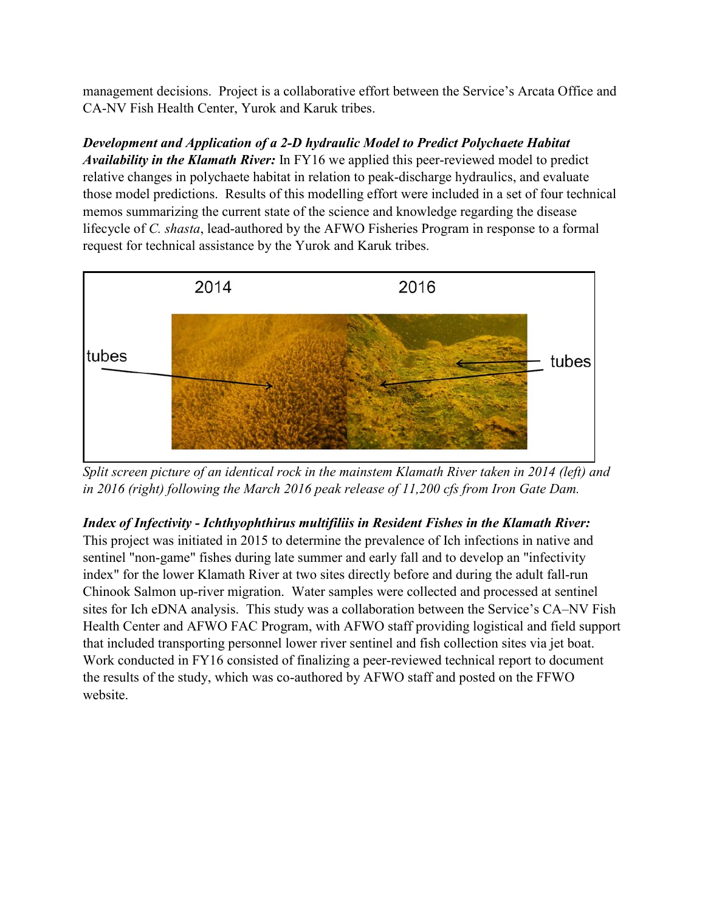management decisions. Project is a collaborative effort between the Service's Arcata Office and CA-NV Fish Health Center, Yurok and Karuk tribes.

***Development and Application of a 2-D hydraulic Model to Predict Polychaete Habitat Availability in the Klamath River:*** In FY16 we applied this peer-reviewed model to predict relative changes in polychaete habitat in relation to peak-discharge hydraulics, and evaluate those model predictions. Results of this modelling effort were included in a set of four technical memos summarizing the current state of the science and knowledge regarding the disease lifecycle of *C. shasta*, lead-authored by the AFWO Fisheries Program in response to a formal request for technical assistance by the Yurok and Karuk tribes.

*Split screen picture of an identical rock in the mainstem Klamath River taken in 2014 (left) and in 2016 (right) following the March 2016 peak release of 11,200 cfs from Iron Gate Dam.*

***Index of Infectivity - Ichthyophthirus multifiliis in Resident Fishes in the Klamath River:*** This project was initiated in 2015 to determine the prevalence of Ich infections in native and sentinel "non-game" fishes during late summer and early fall and to develop an "infectivity index" for the lower Klamath River at two sites directly before and during the adult fall-run Chinook Salmon up-river migration. Water samples were collected and processed at sentinel sites for Ich eDNA analysis. This study was a collaboration between the Service's CA–NV Fish Health Center and AFWO FAC Program, with AFWO staff providing logistical and field support that included transporting personnel lower river sentinel and fish collection sites via jet boat. Work conducted in FY16 consisted of finalizing a peer-reviewed technical report to document the results of the study, which was co-authored by AFWO staff and posted on the FFWO website.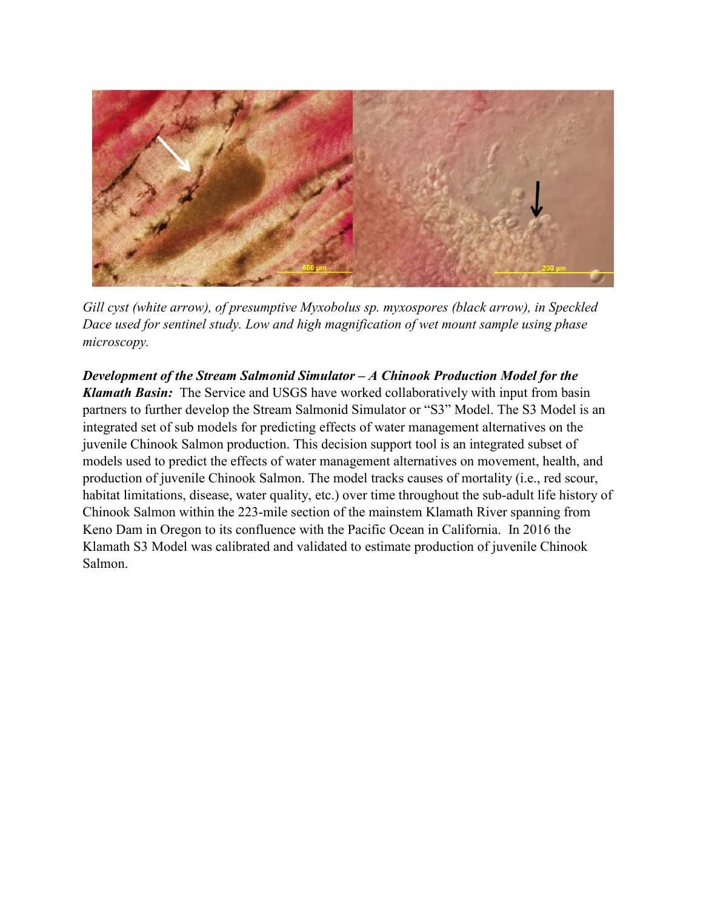*Gill cyst (white arrow), of presumptive Myxobolus sp. myxospores (black arrow), in Speckled Dace used for sentinel study. Low and high magnification of wet mount sample using phase microscopy.*

***Development of the Stream Salmonid Simulator – A Chinook Production Model for the Klamath Basin:*** The Service and USGS have worked collaboratively with input from basin partners to further develop the Stream Salmonid Simulator or "S3" Model. The S3 Model is an integrated set of sub models for predicting effects of water management alternatives on the juvenile Chinook Salmon production. This decision support tool is an integrated subset of models used to predict the effects of water management alternatives on movement, health, and production of juvenile Chinook Salmon. The model tracks causes of mortality (i.e., red scour, habitat limitations, disease, water quality, etc.) over time throughout the sub-adult life history of Chinook Salmon within the 223-mile section of the mainstem Klamath River spanning from Keno Dam in Oregon to its confluence with the Pacific Ocean in California. In 2016 the Klamath S3 Model was calibrated and validated to estimate production of juvenile Chinook Salmon.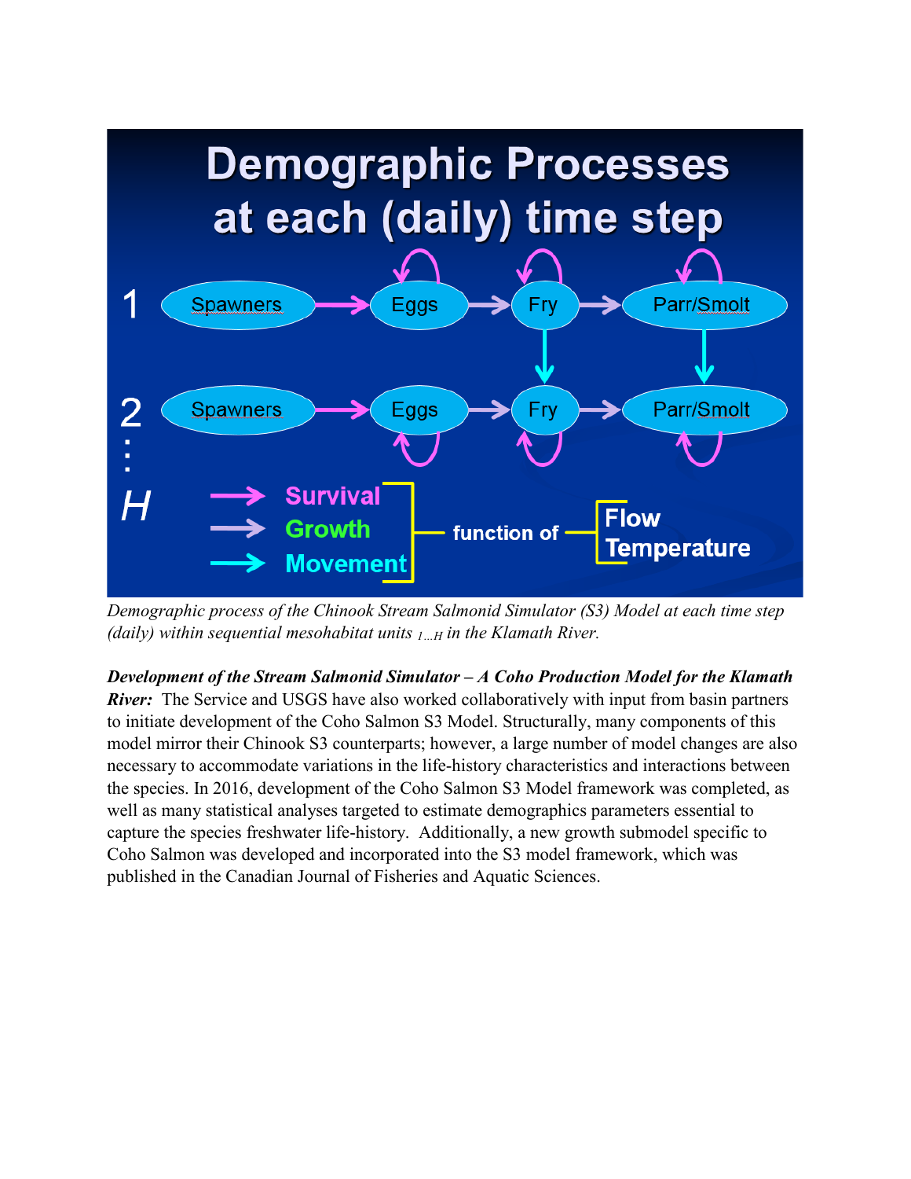*Demographic process of the Chinook Stream Salmonid Simulator (S3) Model at each time step (daily) within sequential mesohabitat units $_{1 \ldots H}$ in the Klamath River.*

***Development of the Stream Salmonid Simulator – A Coho Production Model for the Klamath River:*** The Service and USGS have also worked collaboratively with input from basin partners to initiate development of the Coho Salmon S3 Model. Structurally, many components of this model mirror their Chinook S3 counterparts; however, a large number of model changes are also necessary to accommodate variations in the life-history characteristics and interactions between the species. In 2016, development of the Coho Salmon S3 Model framework was completed, as well as many statistical analyses targeted to estimate demographics parameters essential to capture the species freshwater life-history. Additionally, a new growth submodel specific to Coho Salmon was developed and incorporated into the S3 model framework, which was published in the Canadian Journal of Fisheries and Aquatic Sciences.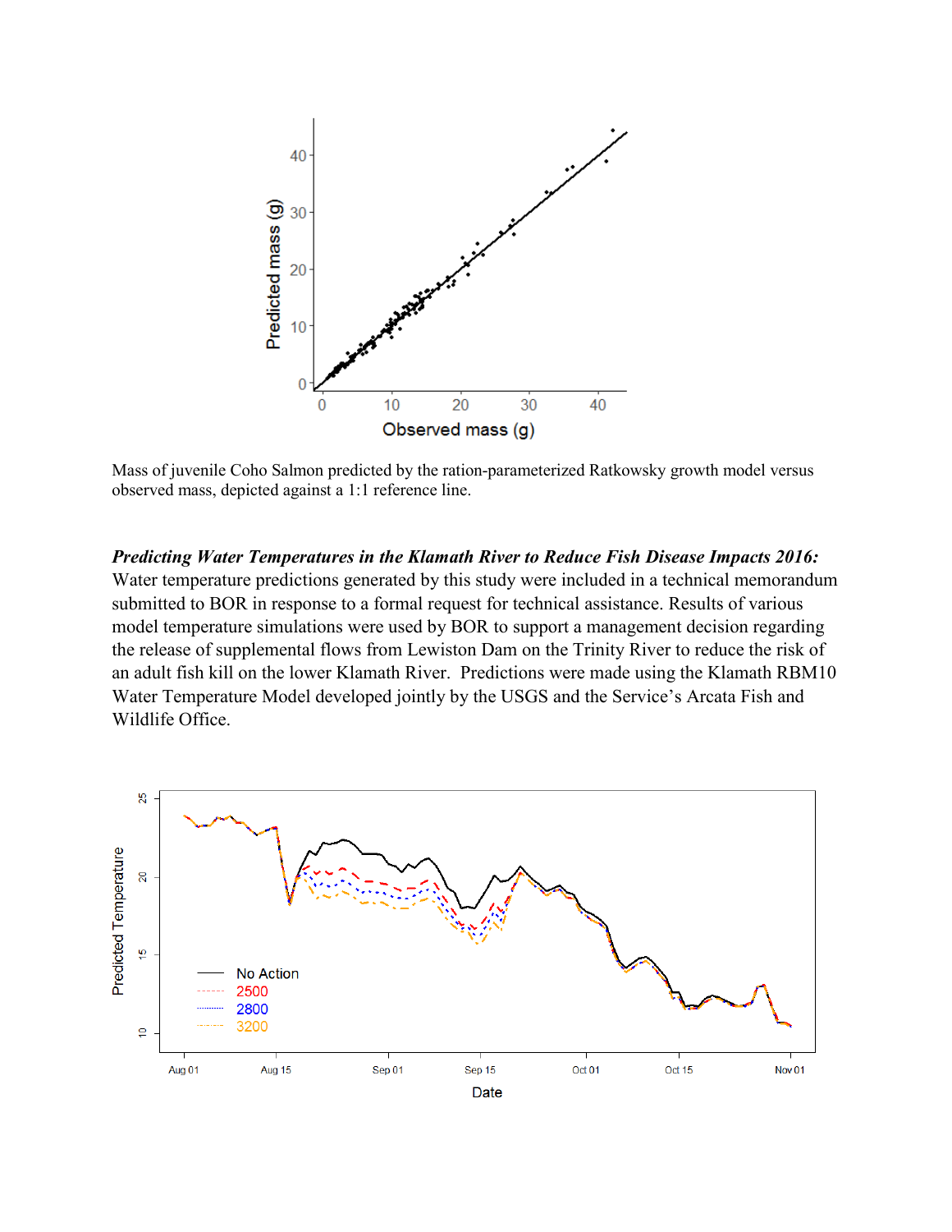Mass of juvenile Coho Salmon predicted by the ration-parameterized Ratkowsky growth model versus observed mass, depicted against a 1:1 reference line.

***Predicting Water Temperatures in the Klamath River to Reduce Fish Disease Impacts 2016:*** Water temperature predictions generated by this study were included in a technical memorandum submitted to BOR in response to a formal request for technical assistance. Results of various model temperature simulations were used by BOR to support a management decision regarding the release of supplemental flows from Lewiston Dam on the Trinity River to reduce the risk of an adult fish kill on the lower Klamath River. Predictions were made using the Klamath RBM10 Water Temperature Model developed jointly by the USGS and the Service's Arcata Fish and Wildlife Office.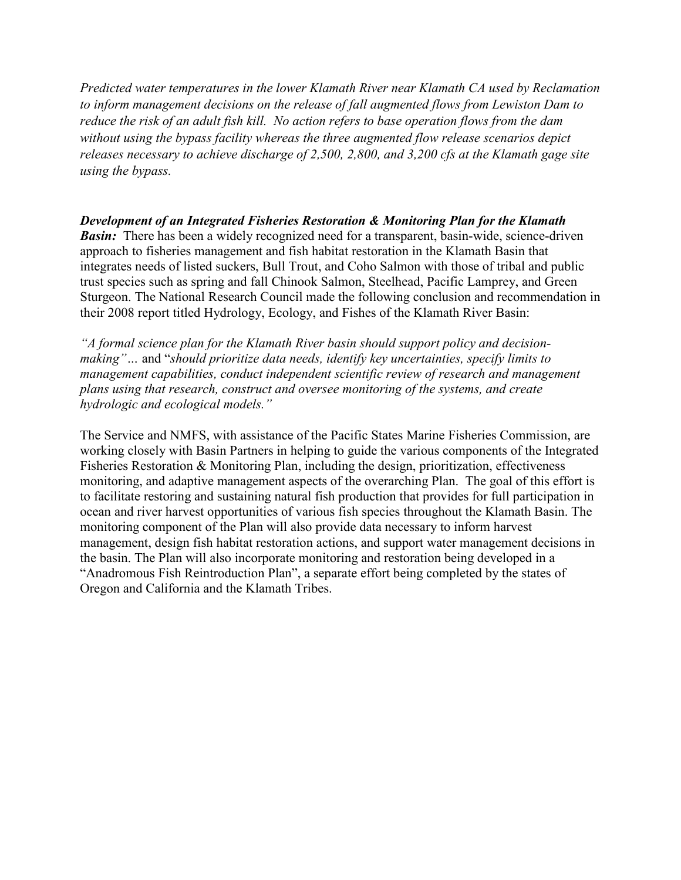*Predicted water temperatures in the lower Klamath River near Klamath CA used by Reclamation to inform management decisions on the release of fall augmented flows from Lewiston Dam to reduce the risk of an adult fish kill. No action refers to base operation flows from the dam without using the bypass facility whereas the three augmented flow release scenarios depict releases necessary to achieve discharge of 2,500, 2,800, and 3,200 cfs at the Klamath gage site using the bypass.*

***Development of an Integrated Fisheries Restoration & Monitoring Plan for the Klamath Basin:*** There has been a widely recognized need for a transparent, basin-wide, science-driven approach to fisheries management and fish habitat restoration in the Klamath Basin that integrates needs of listed suckers, Bull Trout, and Coho Salmon with those of tribal and public trust species such as spring and fall Chinook Salmon, Steelhead, Pacific Lamprey, and Green Sturgeon. The National Research Council made the following conclusion and recommendation in their 2008 report titled Hydrology, Ecology, and Fishes of the Klamath River Basin:

*"A formal science plan for the Klamath River basin should support policy and decision-making"…* and "*should prioritize data needs, identify key uncertainties, specify limits to management capabilities, conduct independent scientific review of research and management plans using that research, construct and oversee monitoring of the systems, and create hydrologic and ecological models."*

The Service and NMFS, with assistance of the Pacific States Marine Fisheries Commission, are working closely with Basin Partners in helping to guide the various components of the Integrated Fisheries Restoration & Monitoring Plan, including the design, prioritization, effectiveness monitoring, and adaptive management aspects of the overarching Plan. The goal of this effort is to facilitate restoring and sustaining natural fish production that provides for full participation in ocean and river harvest opportunities of various fish species throughout the Klamath Basin. The monitoring component of the Plan will also provide data necessary to inform harvest management, design fish habitat restoration actions, and support water management decisions in the basin. The Plan will also incorporate monitoring and restoration being developed in a "Anadromous Fish Reintroduction Plan", a separate effort being completed by the states of Oregon and California and the Klamath Tribes.